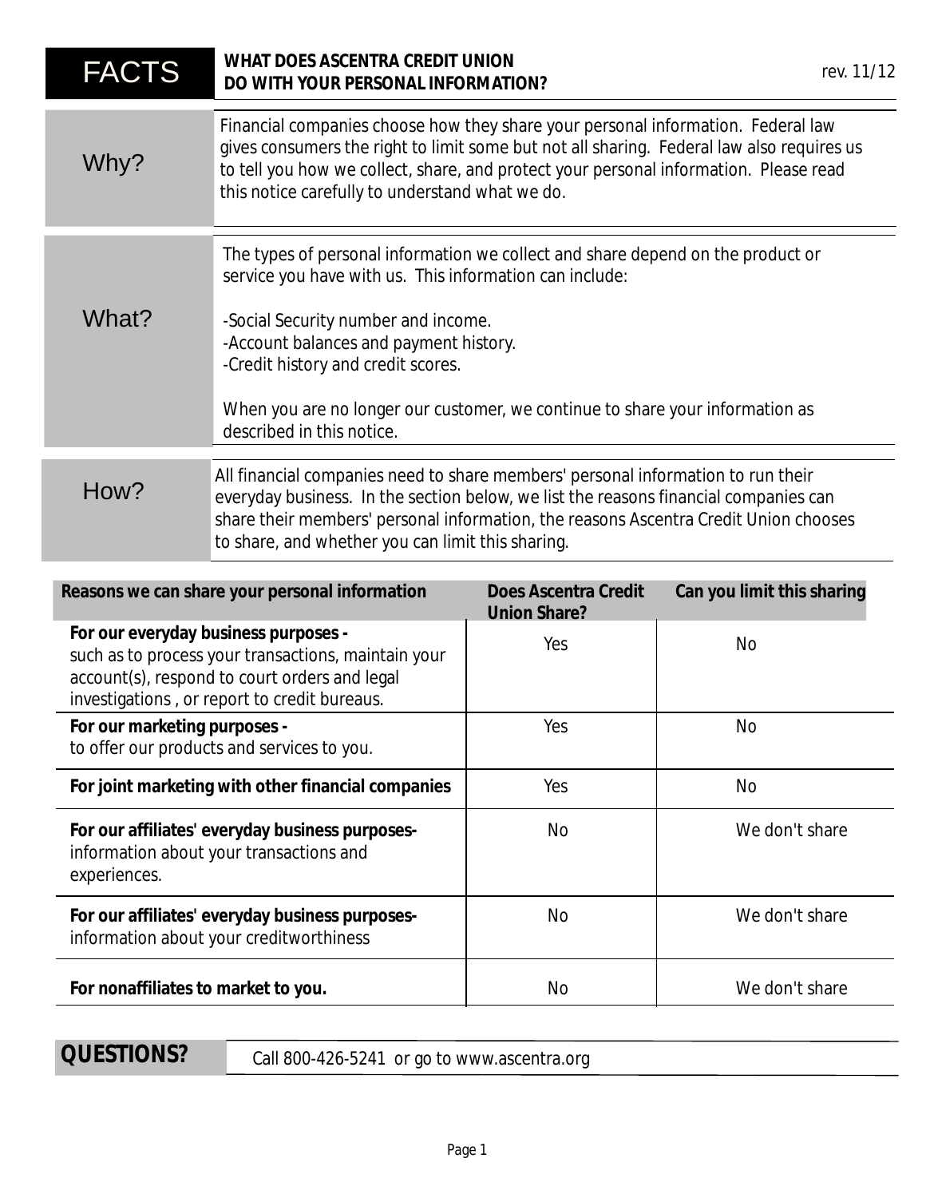# FACTS — WHAT DOES ASCENTRA CREDIT UNION DO WITH YOUR PERSONAL INFORMATION?

rev. 11/12

| | |
|---|---|
| **Why?** | Financial companies choose how they share your personal information. Federal law gives consumers the right to limit some but not all sharing. Federal law also requires us to tell you how we collect, share, and protect your personal information. Please read this notice carefully to understand what we do. |
| **What?** | The types of personal information we collect and share depend on the product or service you have with us. This information can include:<br><br>-Social Security number and income.<br>-Account balances and payment history.<br>-Credit history and credit scores.<br><br>When you are no longer our customer, we continue to share your information as described in this notice. |
| **How?** | All financial companies need to share members' personal information to run their everyday business. In the section below, we list the reasons financial companies can share their members' personal information, the reasons Ascentra Credit Union chooses to share, and whether you can limit this sharing. |

| Reasons we can share your personal information | Does Ascentra Credit Union Share? | Can you limit this sharing |
|---|---|---|
| **For our everyday business purposes -** such as to process your transactions, maintain your account(s), respond to court orders and legal investigations , or report to credit bureaus. | Yes | No |
| **For our marketing purposes -** to offer our products and services to you. | Yes | No |
| **For joint marketing with other financial companies** | Yes | No |
| **For our affiliates' everyday business purposes-** information about your transactions and experiences. | No | We don't share |
| **For our affiliates' everyday business purposes-** information about your creditworthiness | No | We don't share |
| **For nonaffiliates to market to you.** | No | We don't share |

| | |
|---|---|
| **QUESTIONS?** | Call 800-426-5241 or go to www.ascentra.org |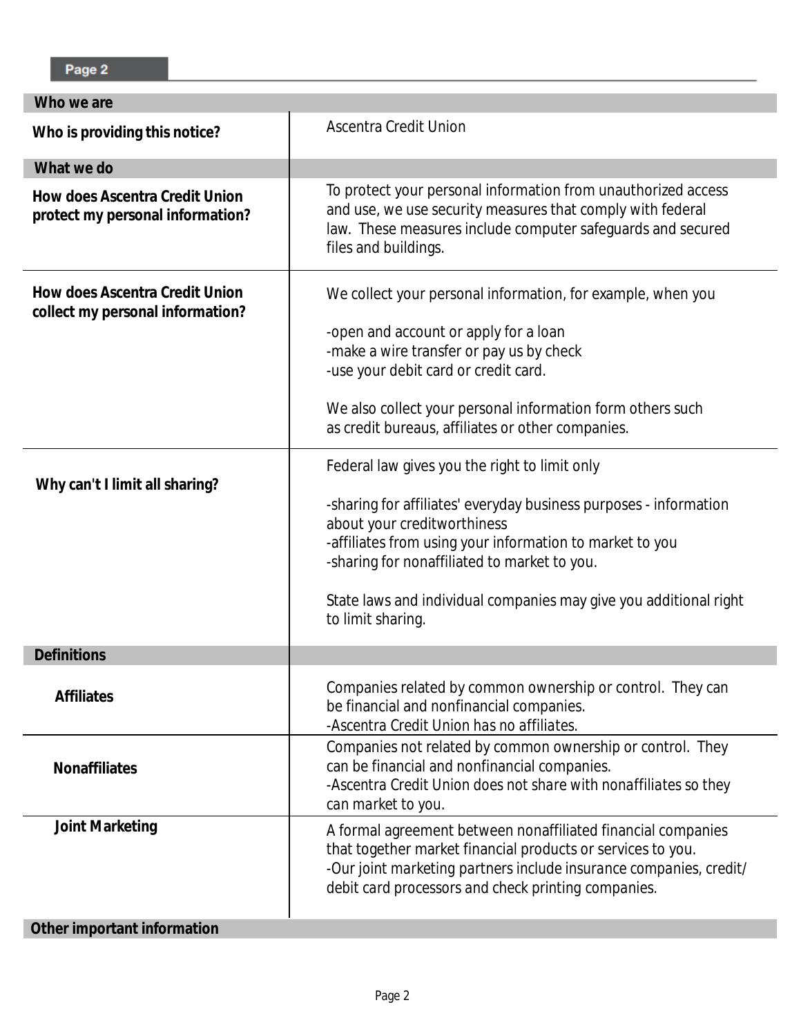| | |
|---|---|
| **Who we are** | |
| **Who is providing this notice?** | Ascentra Credit Union |
| **What we do** | |
| **How does Ascentra Credit Union protect my personal information?** | To protect your personal information from unauthorized access and use, we use security measures that comply with federal law. These measures include computer safeguards and secured files and buildings. |
| **How does Ascentra Credit Union collect my personal information?** | We collect your personal information, for example, when you<br><br>-open and account or apply for a loan<br>-make a wire transfer or pay us by check<br>-use your debit card or credit card.<br><br>We also collect your personal information form others such as credit bureaus, affiliates or other companies. |
| **Why can't I limit all sharing?** | Federal law gives you the right to limit only<br><br>-sharing for affiliates' everyday business purposes - information about your creditworthiness<br>-affiliates from using your information to market to you<br>-sharing for nonaffiliated to market to you.<br><br>State laws and individual companies may give you additional right to limit sharing. |
| **Definitions** | |
| **Affiliates** | Companies related by common ownership or control. They can be financial and nonfinancial companies.<br>-Ascentra Credit Union has no affiliates. |
| **Nonaffiliates** | Companies not related by common ownership or control. They can be financial and nonfinancial companies.<br>-Ascentra Credit Union does not share with nonaffiliates so they can market to you. |
| **Joint Marketing** | A formal agreement between nonaffiliated financial companies that together market financial products or services to you.<br>-Our joint marketing partners include insurance companies, credit/debit card processors and check printing companies. |
| **Other important information** | |